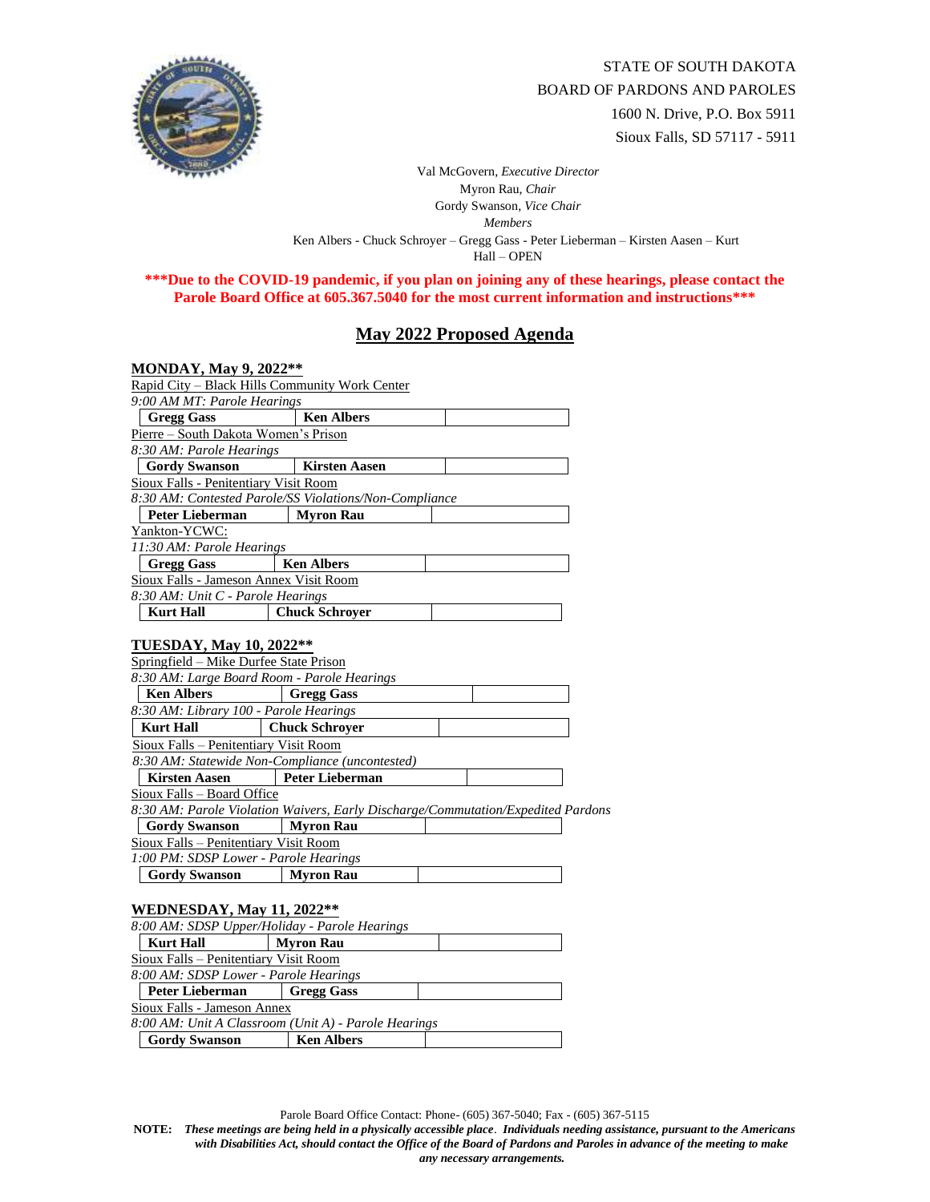STATE OF SOUTH DAKOTA
BOARD OF PARDONS AND PAROLES
1600 N. Drive, P.O. Box 5911
Sioux Falls, SD 57117 - 5911

Val McGovern, *Executive Director*
Myron Rau, *Chair*
Gordy Swanson, *Vice Chair*
*Members*
Ken Albers - Chuck Schroyer – Gregg Gass - Peter Lieberman – Kirsten Aasen – Kurt Hall – OPEN

**\*\*\*Due to the COVID-19 pandemic, if you plan on joining any of these hearings, please contact the Parole Board Office at 605.367.5040 for the most current information and instructions\*\*\***

# May 2022 Proposed Agenda

## MONDAY, May 9, 2022**

Rapid City – Black Hills Community Work Center
*9:00 AM MT: Parole Hearings*

| **Gregg Gass** | **Ken Albers** | |
|---|---|---|

Pierre – South Dakota Women's Prison
*8:30 AM: Parole Hearings*

| **Gordy Swanson** | **Kirsten Aasen** | |
|---|---|---|

Sioux Falls - Penitentiary Visit Room
*8:30 AM: Contested Parole/SS Violations/Non-Compliance*

| **Peter Lieberman** | **Myron Rau** | |
|---|---|---|

Yankton-YCWC:
*11:30 AM: Parole Hearings*

| **Gregg Gass** | **Ken Albers** | |
|---|---|---|

Sioux Falls - Jameson Annex Visit Room
*8:30 AM: Unit C - Parole Hearings*

| **Kurt Hall** | **Chuck Schroyer** | |
|---|---|---|

## TUESDAY, May 10, 2022**

Springfield – Mike Durfee State Prison
*8:30 AM: Large Board Room - Parole Hearings*

| **Ken Albers** | **Gregg Gass** | |
|---|---|---|

*8:30 AM: Library 100 - Parole Hearings*

| **Kurt Hall** | **Chuck Schroyer** | |
|---|---|---|

Sioux Falls – Penitentiary Visit Room
*8:30 AM: Statewide Non-Compliance (uncontested)*

| **Kirsten Aasen** | **Peter Lieberman** | |
|---|---|---|

Sioux Falls – Board Office
*8:30 AM: Parole Violation Waivers, Early Discharge/Commutation/Expedited Pardons*

| **Gordy Swanson** | **Myron Rau** | |
|---|---|---|

Sioux Falls – Penitentiary Visit Room
*1:00 PM: SDSP Lower - Parole Hearings*

| **Gordy Swanson** | **Myron Rau** | |
|---|---|---|

## WEDNESDAY, May 11, 2022**

*8:00 AM: SDSP Upper/Holiday - Parole Hearings*

| **Kurt Hall** | **Myron Rau** | |
|---|---|---|

Sioux Falls – Penitentiary Visit Room
*8:00 AM: SDSP Lower - Parole Hearings*

| **Peter Lieberman** | **Gregg Gass** | |
|---|---|---|

Sioux Falls - Jameson Annex
*8:00 AM: Unit A Classroom (Unit A) - Parole Hearings*

| **Gordy Swanson** | **Ken Albers** | |
|---|---|---|

Parole Board Office Contact: Phone- (605) 367-5040; Fax - (605) 367-5115

**NOTE:** ***These meetings are being held in a physically accessible place**. **Individuals needing assistance, pursuant to the Americans with Disabilities Act, should contact the Office of the Board of Pardons and Paroles in advance of the meeting to make any necessary arrangements.***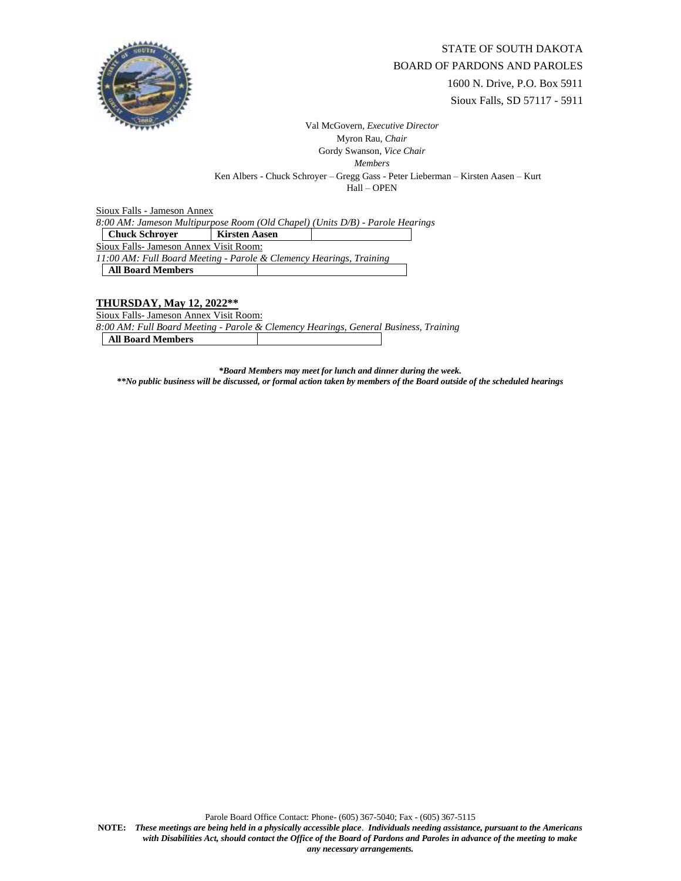STATE OF SOUTH DAKOTA
BOARD OF PARDONS AND PAROLES
1600 N. Drive, P.O. Box 5911
Sioux Falls, SD 57117 - 5911

Val McGovern, *Executive Director*
Myron Rau, *Chair*
Gordy Swanson, *Vice Chair*
*Members*
Ken Albers - Chuck Schroyer – Gregg Gass - Peter Lieberman – Kirsten Aasen – Kurt Hall – OPEN

Sioux Falls - Jameson Annex
*8:00 AM: Jameson Multipurpose Room (Old Chapel) (Units D/B) - Parole Hearings*

| | | |
|---|---|---|
| **Chuck Schroyer** | **Kirsten Aasen** | |

Sioux Falls- Jameson Annex Visit Room:
*11:00 AM: Full Board Meeting - Parole & Clemency Hearings, Training*

| | |
|---|---|
| **All Board Members** | |

**THURSDAY, May 12, 2022****

Sioux Falls- Jameson Annex Visit Room:
*8:00 AM: Full Board Meeting - Parole & Clemency Hearings, General Business, Training*

| | |
|---|---|
| **All Board Members** | |

***Board Members may meet for lunch and dinner during the week.***
*****No public business will be discussed, or formal action taken by members of the Board outside of the scheduled hearings***

Parole Board Office Contact: Phone- (605) 367-5040; Fax - (605) 367-5115

**NOTE:** ***These meetings are being held in a physically accessible place. Individuals needing assistance, pursuant to the Americans with Disabilities Act, should contact the Office of the Board of Pardons and Paroles in advance of the meeting to make any necessary arrangements.***